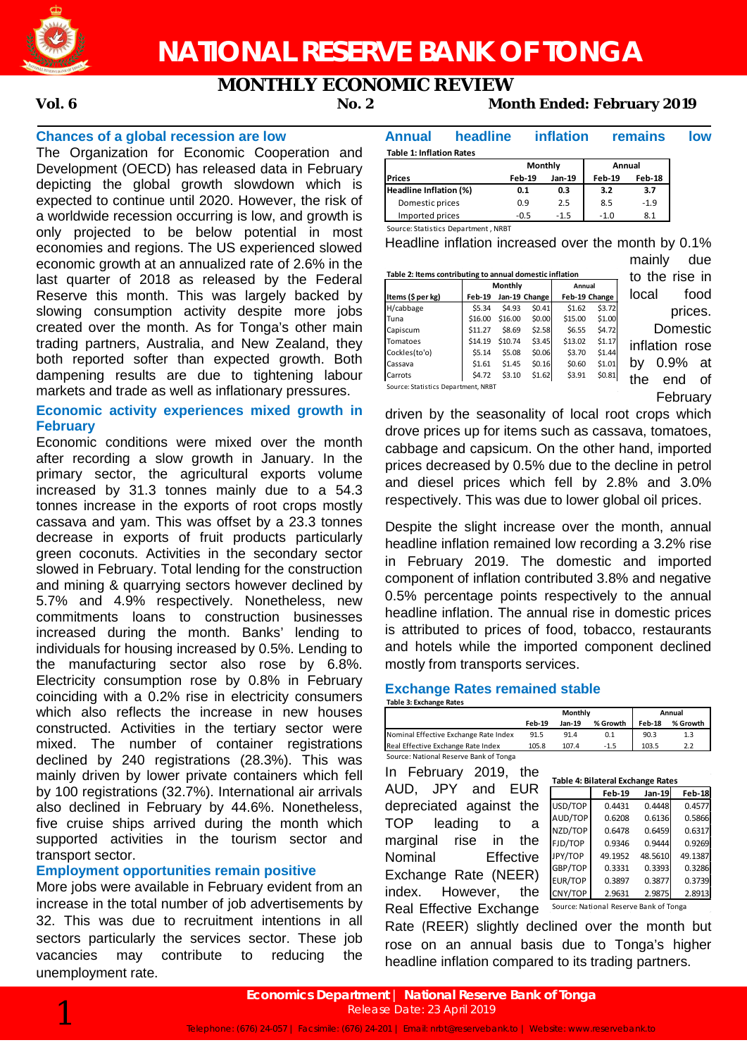# NATIONAL RESERVE BANK OF TONGA

## MONTHLY ECONOMIC REVIEW

**Vol. 6** **No. 2** **Month Ended: February 2019**

### Chances of a global recession are low

The Organization for Economic Cooperation and Development (OECD) has released data in February depicting the global growth slowdown which is expected to continue until 2020. However, the risk of a worldwide recession occurring is low, and growth is only projected to be below potential in most economies and regions. The US experienced slowed economic growth at an annualized rate of 2.6% in the last quarter of 2018 as released by the Federal Reserve this month. This was largely backed by slowing consumption activity despite more jobs created over the month. As for Tonga's other main trading partners, Australia, and New Zealand, they both reported softer than expected growth. Both dampening results are due to tightening labour markets and trade as well as inflationary pressures.

### Economic activity experiences mixed growth in February

Economic conditions were mixed over the month after recording a slow growth in January. In the primary sector, the agricultural exports volume increased by 31.3 tonnes mainly due to a 54.3 tonnes increase in the exports of root crops mostly cassava and yam. This was offset by a 23.3 tonnes decrease in exports of fruit products particularly green coconuts. Activities in the secondary sector slowed in February. Total lending for the construction and mining & quarrying sectors however declined by 5.7% and 4.9% respectively. Nonetheless, new commitments loans to construction businesses increased during the month. Banks' lending to individuals for housing increased by 0.5%. Lending to the manufacturing sector also rose by 6.8%. Electricity consumption rose by 0.8% in February coinciding with a 0.2% rise in electricity consumers which also reflects the increase in new houses constructed. Activities in the tertiary sector were mixed. The number of container registrations declined by 240 registrations (28.3%). This was mainly driven by lower private containers which fell by 100 registrations (32.7%). International air arrivals also declined in February by 44.6%. Nonetheless, five cruise ships arrived during the month which supported activities in the tourism sector and transport sector.

### Employment opportunities remain positive

More jobs were available in February evident from an increase in the total number of job advertisements by 32. This was due to recruitment intentions in all sectors particularly the services sector. These job vacancies may contribute to reducing the unemployment rate.

### Annual headline inflation remains low

**Table 1: Inflation Rates**

| Prices | Monthly | | Annual | |
|---|---|---|---|---|
| | Feb-19 | Jan-19 | Feb-19 | Feb-18 |
| **Headline Inflation (%)** | **0.1** | **0.3** | **3.2** | **3.7** |
| Domestic prices | 0.9 | 2.5 | 8.5 | -1.9 |
| Imported prices | -0.5 | -1.5 | -1.0 | 8.1 |

Source: Statistics Department , NRBT

Headline inflation increased over the month by 0.1% mainly due to the rise in local food prices. Domestic inflation rose by 0.9% at the end of February driven by the seasonality of local root crops which drove prices up for items such as cassava, tomatoes, cabbage and capsicum. On the other hand, imported prices decreased by 0.5% due to the decline in petrol and diesel prices which fell by 2.8% and 3.0% respectively. This was due to lower global oil prices.

**Table 2: Items contributing to annual domestic inflation**

| Items ($ per kg) | Monthly | | | Annual | |
|---|---|---|---|---|---|
| | Feb-19 | Jan-19 | Change | Feb-19 | Change |
| H/cabbage | $5.34 | $4.93 | $0.41 | $1.62 | $3.72 |
| Tuna | $16.00 | $16.00 | $0.00 | $15.00 | $1.00 |
| Capiscum | $11.27 | $8.69 | $2.58 | $6.55 | $4.72 |
| Tomatoes | $14.19 | $10.74 | $3.45 | $13.02 | $1.17 |
| Cockles(to'o) | $5.14 | $5.08 | $0.06 | $3.70 | $1.44 |
| Cassava | $1.61 | $1.45 | $0.16 | $0.60 | $1.01 |
| Carrots | $4.72 | $3.10 | $1.62 | $3.91 | $0.81 |

Source: Statistics Department, NRBT

Despite the slight increase over the month, annual headline inflation remained low recording a 3.2% rise in February 2019. The domestic and imported component of inflation contributed 3.8% and negative 0.5% percentage points respectively to the annual headline inflation. The annual rise in domestic prices is attributed to prices of food, tobacco, restaurants and hotels while the imported component declined mostly from transports services.

### Exchange Rates remained stable

**Table 3: Exchange Rates**

| | Monthly | | | Annual | |
|---|---|---|---|---|---|
| | Feb-19 | Jan-19 | % Growth | Feb-18 | % Growth |
| Nominal Effective Exchange Rate Index | 91.5 | 91.4 | 0.1 | 90.3 | 1.3 |
| Real Effective Exchange Rate Index | 105.8 | 107.4 | -1.5 | 103.5 | 2.2 |

Source: National Reserve Bank of Tonga

In February 2019, the AUD, JPY and EUR depreciated against the TOP leading to a marginal rise in the Nominal Effective Exchange Rate (NEER) index. However, the Real Effective Exchange Rate (REER) slightly declined over the month but rose on an annual basis due to Tonga's higher headline inflation compared to its trading partners.

**Table 4: Bilateral Exchange Rates**

| | Feb-19 | Jan-19 | Feb-18 |
|---|---|---|---|
| USD/TOP | 0.4431 | 0.4448 | 0.4577 |
| AUD/TOP | 0.6208 | 0.6136 | 0.5866 |
| NZD/TOP | 0.6478 | 0.6459 | 0.6317 |
| FJD/TOP | 0.9346 | 0.9444 | 0.9269 |
| JPY/TOP | 49.1952 | 48.5610 | 49.1387 |
| GBP/TOP | 0.3331 | 0.3393 | 0.3286 |
| EUR/TOP | 0.3897 | 0.3877 | 0.3739 |
| CNY/TOP | 2.9631 | 2.9875 | 2.8913 |

Source: National Reserve Bank of Tonga

**Economics Department | National Reserve Bank of Tonga**
Release Date: 23 April 2019

Telephone: (676) 24-057 | Facsimile: (676) 24-201 | Email: nrbt@reservebank.to | Website: www.reservebank.to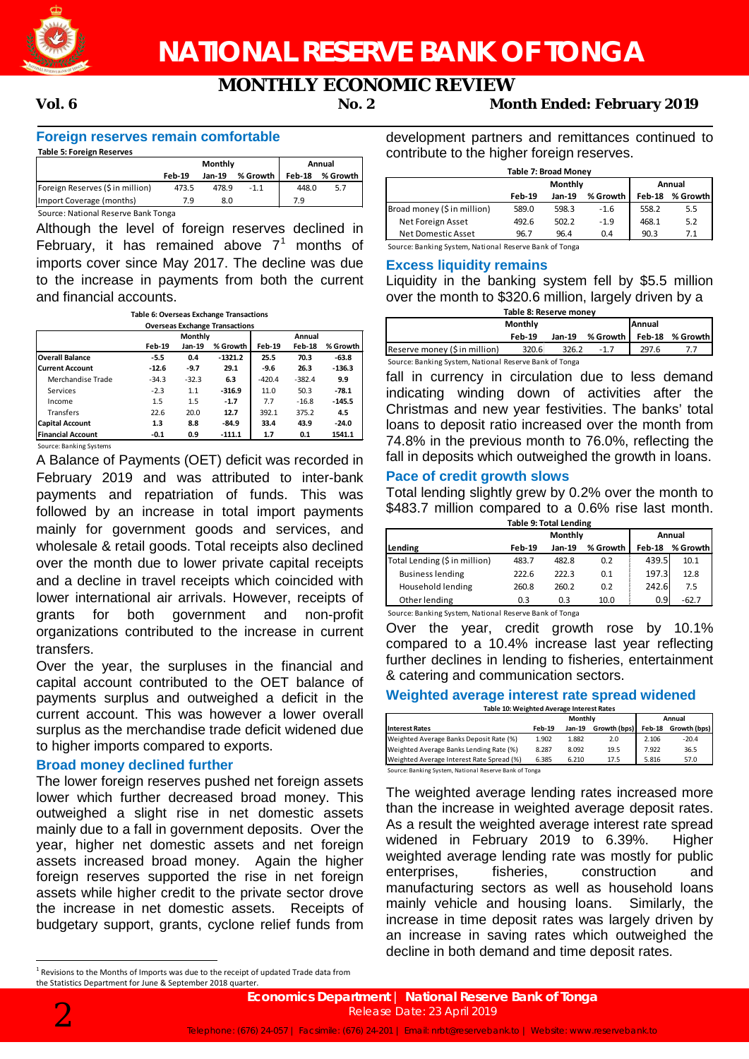# NATIONAL RESERVE BANK OF TONGA

## MONTHLY ECONOMIC REVIEW

**Vol. 6** **No. 2** **Month Ended: February 2019**

### Foreign reserves remain comfortable

**Table 5: Foreign Reserves**

| | Monthly | | | Annual | |
|---|---|---|---|---|---|
| | Feb-19 | Jan-19 | % Growth | Feb-18 | % Growth |
| Foreign Reserves ($ in million) | 473.5 | 478.9 | -1.1 | 448.0 | 5.7 |
| Import Coverage (months) | 7.9 | 8.0 | | 7.9 | |

Source: National Reserve Bank Tonga

Although the level of foreign reserves declined in February, it has remained above 7[1] months of imports cover since May 2017. The decline was due to the increase in payments from both the current and financial accounts.

**Table 6: Overseas Exchange Transactions**

| Overseas Exchange Transactions | Monthly | | | Annual | | |
|---|---|---|---|---|---|---|
| | Feb-19 | Jan-19 | % Growth | Feb-19 | Feb-18 | % Growth |
| **Overall Balance** | -5.5 | 0.4 | -1321.2 | 25.5 | 70.3 | -63.8 |
| **Current Account** | -12.6 | -9.7 | 29.1 | -9.6 | 26.3 | -136.3 |
| Merchandise Trade | -34.3 | -32.3 | 6.3 | -420.4 | -382.4 | 9.9 |
| Services | -2.3 | 1.1 | -316.9 | 11.0 | 50.3 | -78.1 |
| Income | 1.5 | 1.5 | -1.7 | 7.7 | -16.8 | -145.5 |
| Transfers | 22.6 | 20.0 | 12.7 | 392.1 | 375.2 | 4.5 |
| **Capital Account** | 1.3 | 8.8 | -84.9 | 33.4 | 43.9 | -24.0 |
| **Financial Account** | -0.1 | 0.9 | -111.1 | 1.7 | 0.1 | 1541.1 |

Source: Banking Systems

A Balance of Payments (OET) deficit was recorded in February 2019 and was attributed to inter-bank payments and repatriation of funds. This was followed by an increase in total import payments mainly for government goods and services, and wholesale & retail goods. Total receipts also declined over the month due to lower private capital receipts and a decline in travel receipts which coincided with lower international air arrivals. However, receipts of grants for both government and non-profit organizations contributed to the increase in current transfers.

Over the year, the surpluses in the financial and capital account contributed to the OET balance of payments surplus and outweighed a deficit in the current account. This was however a lower overall surplus as the merchandise trade deficit widened due to higher imports compared to exports.

### Broad money declined further

The lower foreign reserves pushed net foreign assets lower which further decreased broad money. This outweighed a slight rise in net domestic assets mainly due to a fall in government deposits. Over the year, higher net domestic assets and net foreign assets increased broad money. Again the higher foreign reserves supported the rise in net foreign assets while higher credit to the private sector drove the increase in net domestic assets. Receipts of budgetary support, grants, cyclone relief funds from development partners and remittances continued to contribute to the higher foreign reserves.

**Table 7: Broad Money**

| | Monthly | | | Annual | |
|---|---|---|---|---|---|
| | Feb-19 | Jan-19 | % Growth | Feb-18 | % Growth |
| Broad money ($ in million) | 589.0 | 598.3 | -1.6 | 558.2 | 5.5 |
| Net Foreign Asset | 492.6 | 502.2 | -1.9 | 468.1 | 5.2 |
| Net Domestic Asset | 96.7 | 96.4 | 0.4 | 90.3 | 7.1 |

Source: Banking System, National Reserve Bank of Tonga

### Excess liquidity remains

Liquidity in the banking system fell by $5.5 million over the month to $320.6 million, largely driven by a fall in currency in circulation due to less demand indicating winding down of activities after the Christmas and new year festivities. The banks' total loans to deposit ratio increased over the month from 74.8% in the previous month to 76.0%, reflecting the fall in deposits which outweighed the growth in loans.

**Table 8: Reserve money**

| | Monthly | | | Annual | |
|---|---|---|---|---|---|
| | Feb-19 | Jan-19 | % Growth | Feb-18 | % Growth |
| Reserve money ($ in million) | 320.6 | 326.2 | -1.7 | 297.6 | 7.7 |

Source: Banking System, National Reserve Bank of Tonga

### Pace of credit growth slows

Total lending slightly grew by 0.2% over the month to $483.7 million compared to a 0.6% rise last month.

**Table 9: Total Lending**

| Lending | Monthly | | | Annual | |
|---|---|---|---|---|---|
| | Feb-19 | Jan-19 | % Growth | Feb-18 | % Growth |
| Total Lending ($ in million) | 483.7 | 482.8 | 0.2 | 439.5 | 10.1 |
| Business lending | 222.6 | 222.3 | 0.1 | 197.3 | 12.8 |
| Household lending | 260.8 | 260.2 | 0.2 | 242.6 | 7.5 |
| Other lending | 0.3 | 0.3 | 10.0 | 0.9 | -62.7 |

Source: Banking System, National Reserve Bank of Tonga

Over the year, credit growth rose by 10.1% compared to a 10.4% increase last year reflecting further declines in lending to fisheries, entertainment & catering and communication sectors.

### Weighted average interest rate spread widened

**Table 10: Weighted Average Interest Rates**

| Interest Rates | Monthly | | | Annual | |
|---|---|---|---|---|---|
| | Feb-19 | Jan-19 | Growth (bps) | Feb-18 | Growth (bps) |
| Weighted Average Banks Deposit Rate (%) | 1.902 | 1.882 | 2.0 | 2.106 | -20.4 |
| Weighted Average Banks Lending Rate (%) | 8.287 | 8.092 | 19.5 | 7.922 | 36.5 |
| Weighted Average Interest Rate Spread (%) | 6.385 | 6.210 | 17.5 | 5.816 | 57.0 |

Source: Banking System, National Reserve Bank of Tonga

The weighted average lending rates increased more than the increase in weighted average deposit rates. As a result the weighted average interest rate spread widened in February 2019 to 6.39%. Higher weighted average lending rate was mostly for public enterprises, fisheries, construction and manufacturing sectors as well as household loans mainly vehicle and housing loans. Similarly, the increase in time deposit rates was largely driven by an increase in saving rates which outweighed the decline in both demand and time deposit rates.

[1] Revisions to the Months of Imports was due to the receipt of updated Trade data from the Statistics Department for June & September 2018 quarter.

**Economics Department | National Reserve Bank of Tonga**
Release Date: 23 April 2019

Telephone: (676) 24-057 | Facsimile: (676) 24-201 | Email: nrbt@reservebank.to | Website: www.reservebank.to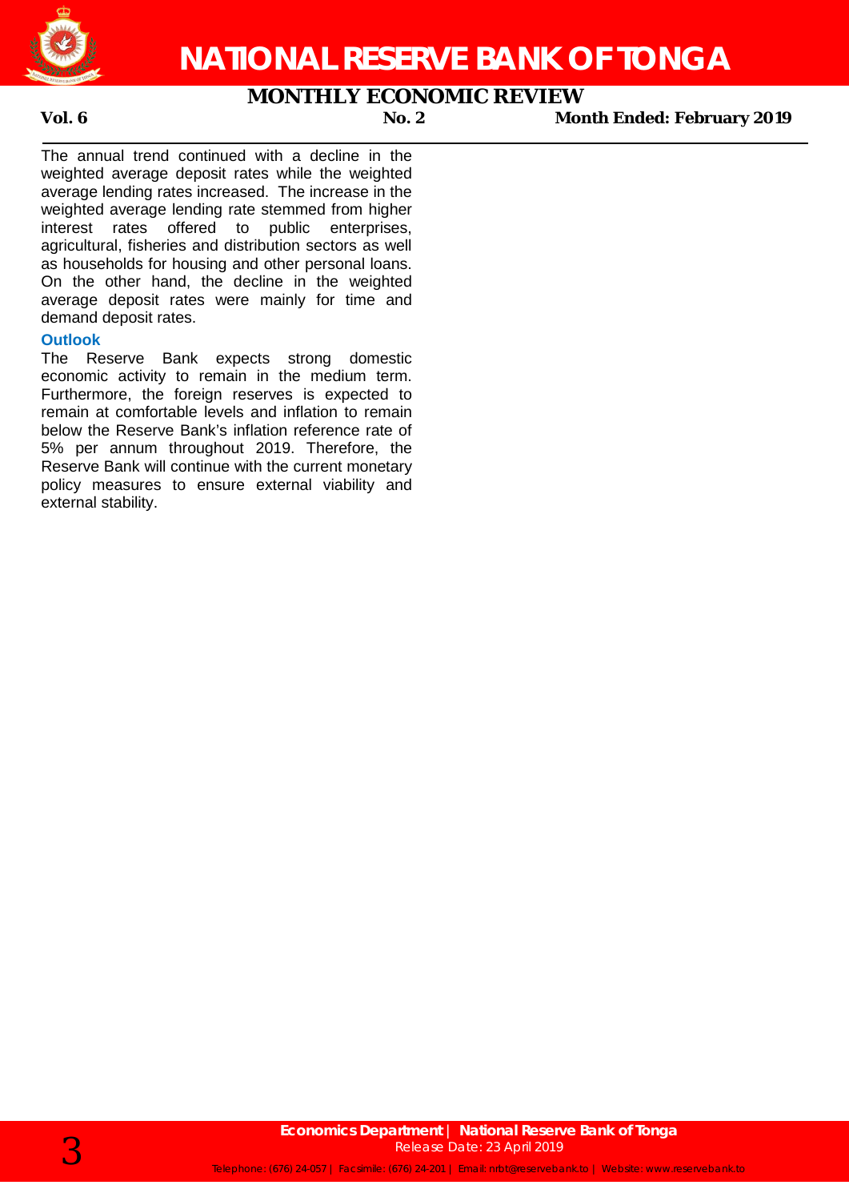The annual trend continued with a decline in the weighted average deposit rates while the weighted average lending rates increased. The increase in the weighted average lending rate stemmed from higher interest rates offered to public enterprises, agricultural, fisheries and distribution sectors as well as households for housing and other personal loans. On the other hand, the decline in the weighted average deposit rates were mainly for time and demand deposit rates.

### Outlook

The Reserve Bank expects strong domestic economic activity to remain in the medium term. Furthermore, the foreign reserves is expected to remain at comfortable levels and inflation to remain below the Reserve Bank's inflation reference rate of 5% per annum throughout 2019. Therefore, the Reserve Bank will continue with the current monetary policy measures to ensure external viability and external stability.